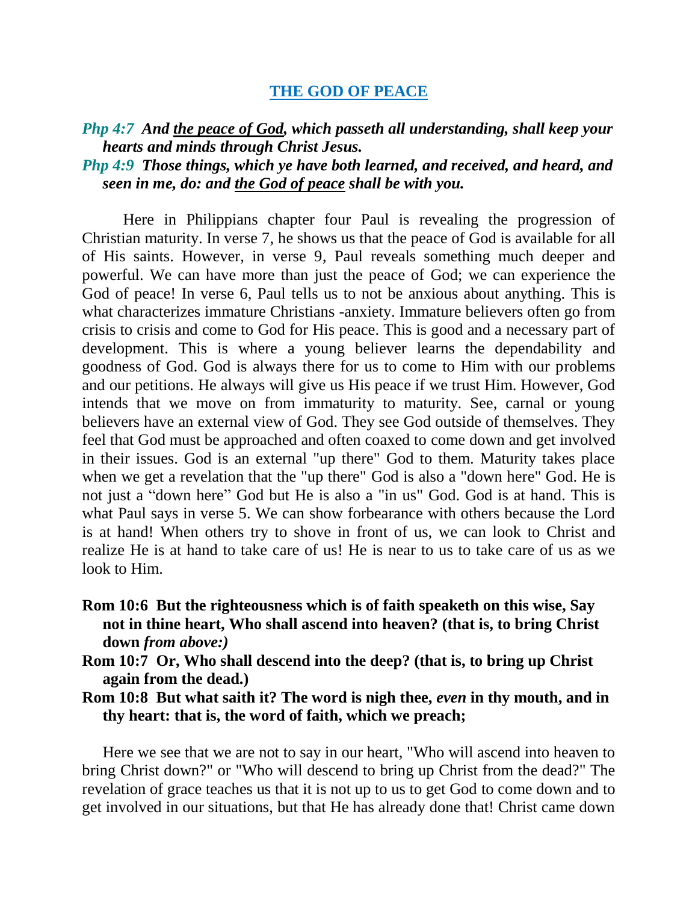# THE GOD OF PEACE

***Php 4:7** And the peace of God, which passeth all understanding, shall keep your hearts and minds through Christ Jesus.*

***Php 4:9** Those things, which ye have both learned, and received, and heard, and seen in me, do: and the God of peace shall be with you.*

Here in Philippians chapter four Paul is revealing the progression of Christian maturity. In verse 7, he shows us that the peace of God is available for all of His saints. However, in verse 9, Paul reveals something much deeper and powerful. We can have more than just the peace of God; we can experience the God of peace! In verse 6, Paul tells us to not be anxious about anything. This is what characterizes immature Christians -anxiety. Immature believers often go from crisis to crisis and come to God for His peace. This is good and a necessary part of development. This is where a young believer learns the dependability and goodness of God. God is always there for us to come to Him with our problems and our petitions. He always will give us His peace if we trust Him. However, God intends that we move on from immaturity to maturity. See, carnal or young believers have an external view of God. They see God outside of themselves. They feel that God must be approached and often coaxed to come down and get involved in their issues. God is an external "up there" God to them. Maturity takes place when we get a revelation that the "up there" God is also a "down here" God. He is not just a "down here" God but He is also a "in us" God. God is at hand. This is what Paul says in verse 5. We can show forbearance with others because the Lord is at hand! When others try to shove in front of us, we can look to Christ and realize He is at hand to take care of us! He is near to us to take care of us as we look to Him.

**Rom 10:6 But the righteousness which is of faith speaketh on this wise, Say not in thine heart, Who shall ascend into heaven? (that is, to bring Christ down *from above:)***

**Rom 10:7 Or, Who shall descend into the deep? (that is, to bring up Christ again from the dead.)**

**Rom 10:8 But what saith it? The word is nigh thee, *even* in thy mouth, and in thy heart: that is, the word of faith, which we preach;**

Here we see that we are not to say in our heart, "Who will ascend into heaven to bring Christ down?" or "Who will descend to bring up Christ from the dead?" The revelation of grace teaches us that it is not up to us to get God to come down and to get involved in our situations, but that He has already done that! Christ came down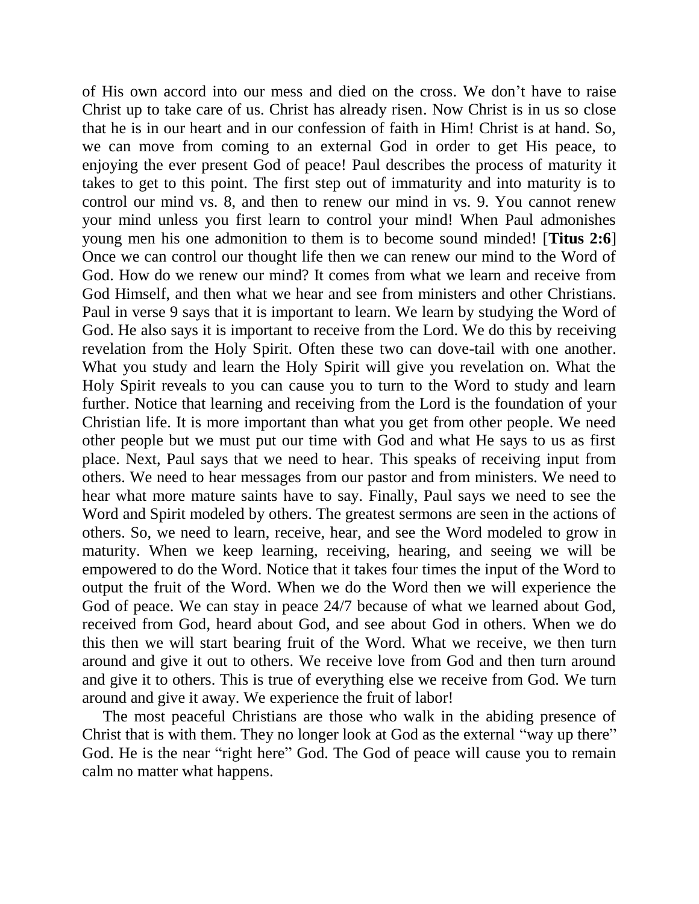of His own accord into our mess and died on the cross. We don't have to raise Christ up to take care of us. Christ has already risen. Now Christ is in us so close that he is in our heart and in our confession of faith in Him! Christ is at hand. So, we can move from coming to an external God in order to get His peace, to enjoying the ever present God of peace! Paul describes the process of maturity it takes to get to this point. The first step out of immaturity and into maturity is to control our mind vs. 8, and then to renew our mind in vs. 9. You cannot renew your mind unless you first learn to control your mind! When Paul admonishes young men his one admonition to them is to become sound minded! [**Titus 2:6**] Once we can control our thought life then we can renew our mind to the Word of God. How do we renew our mind? It comes from what we learn and receive from God Himself, and then what we hear and see from ministers and other Christians. Paul in verse 9 says that it is important to learn. We learn by studying the Word of God. He also says it is important to receive from the Lord. We do this by receiving revelation from the Holy Spirit. Often these two can dove-tail with one another. What you study and learn the Holy Spirit will give you revelation on. What the Holy Spirit reveals to you can cause you to turn to the Word to study and learn further. Notice that learning and receiving from the Lord is the foundation of your Christian life. It is more important than what you get from other people. We need other people but we must put our time with God and what He says to us as first place. Next, Paul says that we need to hear. This speaks of receiving input from others. We need to hear messages from our pastor and from ministers. We need to hear what more mature saints have to say. Finally, Paul says we need to see the Word and Spirit modeled by others. The greatest sermons are seen in the actions of others. So, we need to learn, receive, hear, and see the Word modeled to grow in maturity. When we keep learning, receiving, hearing, and seeing we will be empowered to do the Word. Notice that it takes four times the input of the Word to output the fruit of the Word. When we do the Word then we will experience the God of peace. We can stay in peace 24/7 because of what we learned about God, received from God, heard about God, and see about God in others. When we do this then we will start bearing fruit of the Word. What we receive, we then turn around and give it out to others. We receive love from God and then turn around and give it to others. This is true of everything else we receive from God. We turn around and give it away. We experience the fruit of labor!

The most peaceful Christians are those who walk in the abiding presence of Christ that is with them. They no longer look at God as the external "way up there" God. He is the near "right here" God. The God of peace will cause you to remain calm no matter what happens.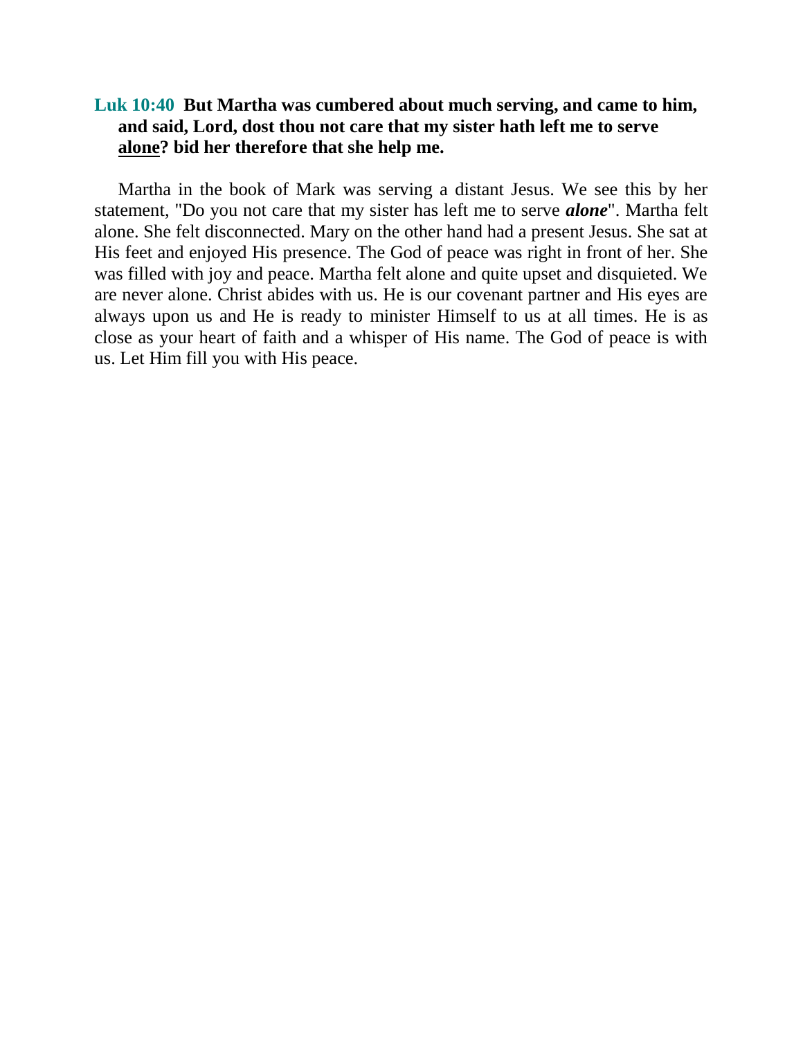**Luk 10:40 But Martha was cumbered about much serving, and came to him, and said, Lord, dost thou not care that my sister hath left me to serve <u>alone</u>? bid her therefore that she help me.**

Martha in the book of Mark was serving a distant Jesus. We see this by her statement, "Do you not care that my sister has left me to serve ***alone***". Martha felt alone. She felt disconnected. Mary on the other hand had a present Jesus. She sat at His feet and enjoyed His presence. The God of peace was right in front of her. She was filled with joy and peace. Martha felt alone and quite upset and disquieted. We are never alone. Christ abides with us. He is our covenant partner and His eyes are always upon us and He is ready to minister Himself to us at all times. He is as close as your heart of faith and a whisper of His name. The God of peace is with us. Let Him fill you with His peace.